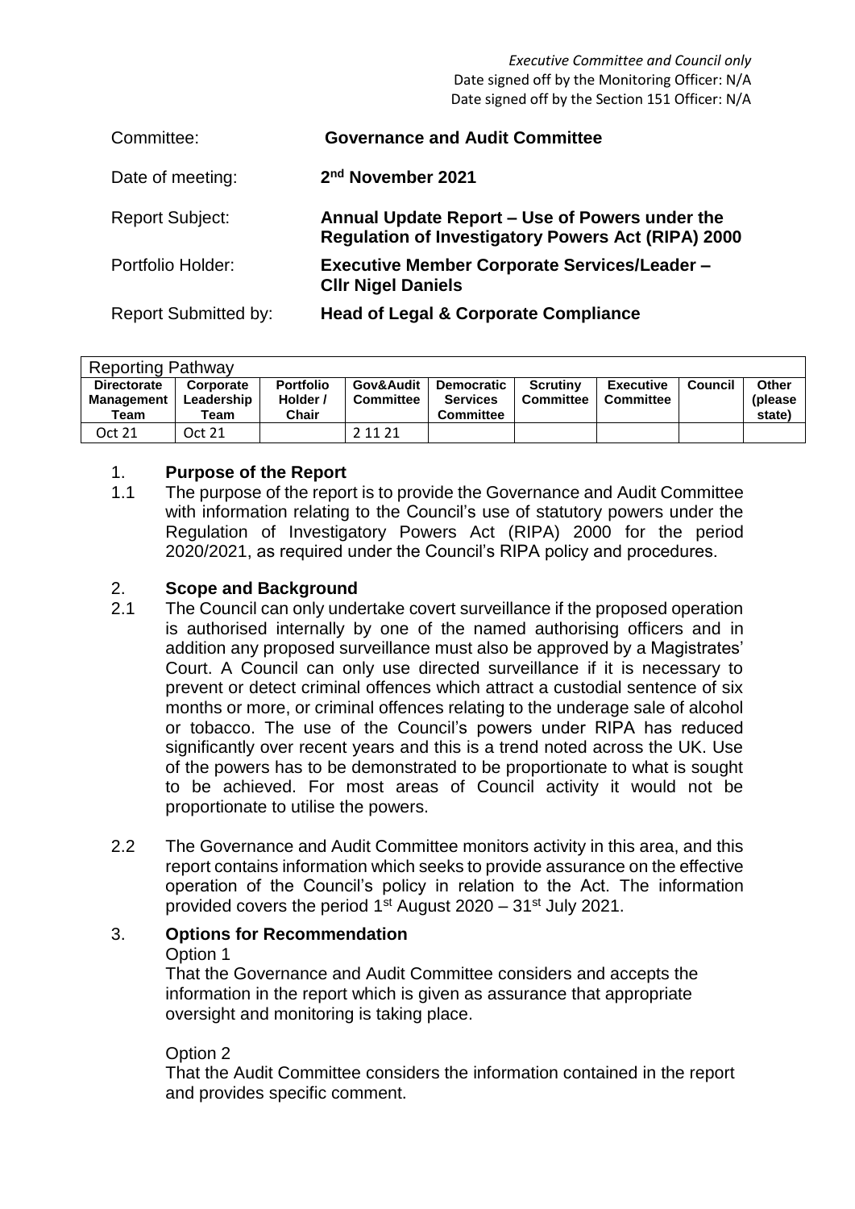*Executive Committee and Council only*
Date signed off by the Monitoring Officer: N/A
Date signed off by the Section 151 Officer: N/A

| | |
|---|---|
| Committee: | **Governance and Audit Committee** |
| Date of meeting: | **2nd November 2021** |
| Report Subject: | **Annual Update Report – Use of Powers under the Regulation of Investigatory Powers Act (RIPA) 2000** |
| Portfolio Holder: | **Executive Member Corporate Services/Leader – Cllr Nigel Daniels** |
| Report Submitted by: | **Head of Legal & Corporate Compliance** |

| Reporting Pathway | | | | | | | | |
|---|---|---|---|---|---|---|---|---|
| **Directorate Management Team** | **Corporate Leadership Team** | **Portfolio Holder / Chair** | **Gov&Audit Committee** | **Democratic Services Committee** | **Scrutiny Committee** | **Executive Committee** | **Council** | **Other (please state)** |
| Oct 21 | Oct 21 | | 2 11 21 | | | | | |

## 1. Purpose of the Report

1.1 The purpose of the report is to provide the Governance and Audit Committee with information relating to the Council's use of statutory powers under the Regulation of Investigatory Powers Act (RIPA) 2000 for the period 2020/2021, as required under the Council's RIPA policy and procedures.

## 2. Scope and Background

2.1 The Council can only undertake covert surveillance if the proposed operation is authorised internally by one of the named authorising officers and in addition any proposed surveillance must also be approved by a Magistrates' Court. A Council can only use directed surveillance if it is necessary to prevent or detect criminal offences which attract a custodial sentence of six months or more, or criminal offences relating to the underage sale of alcohol or tobacco. The use of the Council's powers under RIPA has reduced significantly over recent years and this is a trend noted across the UK. Use of the powers has to be demonstrated to be proportionate to what is sought to be achieved. For most areas of Council activity it would not be proportionate to utilise the powers.

2.2 The Governance and Audit Committee monitors activity in this area, and this report contains information which seeks to provide assurance on the effective operation of the Council's policy in relation to the Act. The information provided covers the period 1st August 2020 – 31st July 2021.

## 3. Options for Recommendation

Option 1

That the Governance and Audit Committee considers and accepts the information in the report which is given as assurance that appropriate oversight and monitoring is taking place.

Option 2

That the Audit Committee considers the information contained in the report and provides specific comment.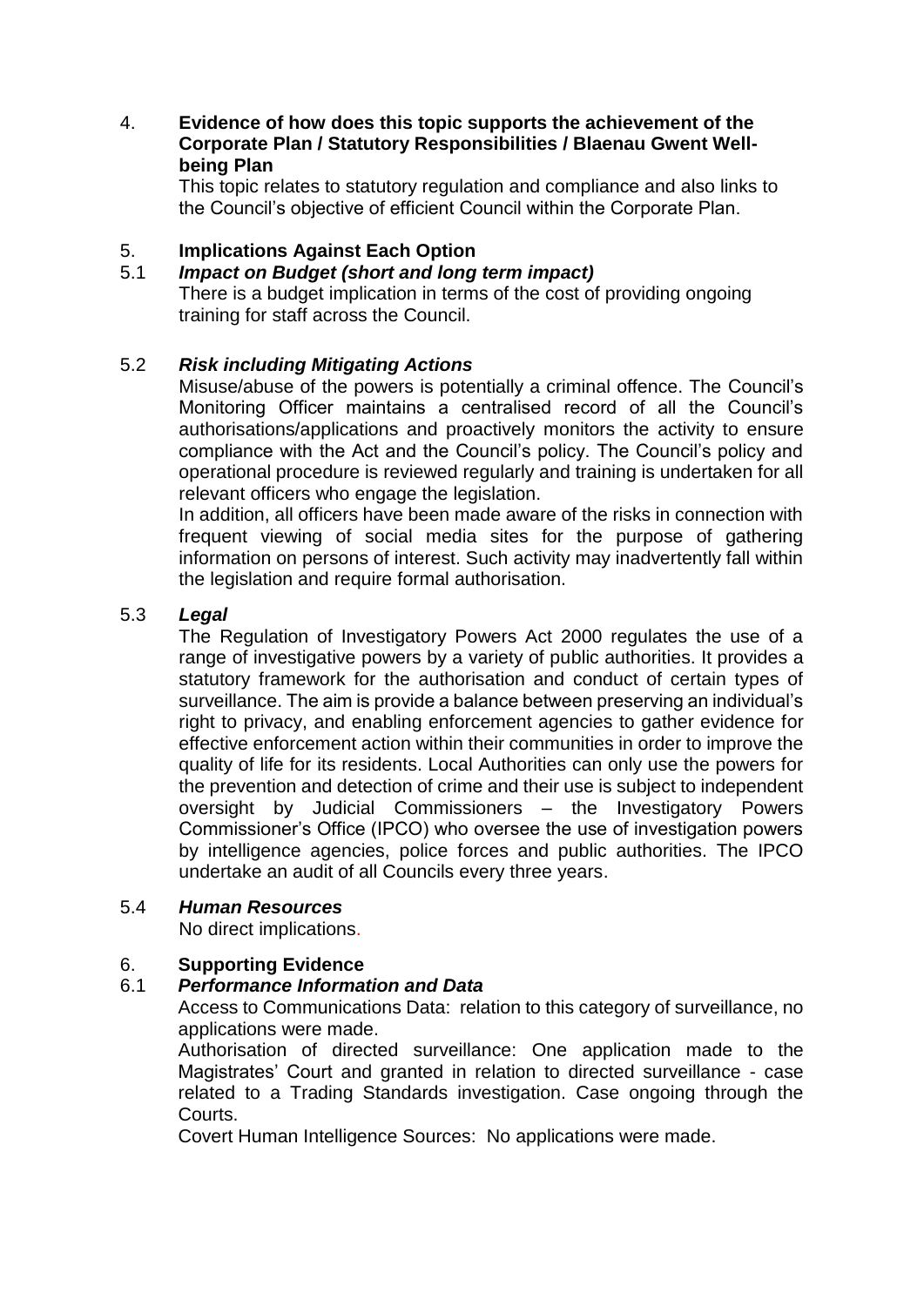4. **Evidence of how does this topic supports the achievement of the Corporate Plan / Statutory Responsibilities / Blaenau Gwent Well-being Plan**

   This topic relates to statutory regulation and compliance and also links to the Council's objective of efficient Council within the Corporate Plan.

5. **Implications Against Each Option**

5.1 ***Impact on Budget (short and long term impact)***

There is a budget implication in terms of the cost of providing ongoing training for staff across the Council.

5.2 ***Risk including Mitigating Actions***

Misuse/abuse of the powers is potentially a criminal offence. The Council's Monitoring Officer maintains a centralised record of all the Council's authorisations/applications and proactively monitors the activity to ensure compliance with the Act and the Council's policy. The Council's policy and operational procedure is reviewed regularly and training is undertaken for all relevant officers who engage the legislation.

In addition, all officers have been made aware of the risks in connection with frequent viewing of social media sites for the purpose of gathering information on persons of interest. Such activity may inadvertently fall within the legislation and require formal authorisation.

5.3 ***Legal***

The Regulation of Investigatory Powers Act 2000 regulates the use of a range of investigative powers by a variety of public authorities. It provides a statutory framework for the authorisation and conduct of certain types of surveillance. The aim is provide a balance between preserving an individual's right to privacy, and enabling enforcement agencies to gather evidence for effective enforcement action within their communities in order to improve the quality of life for its residents. Local Authorities can only use the powers for the prevention and detection of crime and their use is subject to independent oversight by Judicial Commissioners – the Investigatory Powers Commissioner's Office (IPCO) who oversee the use of investigation powers by intelligence agencies, police forces and public authorities. The IPCO undertake an audit of all Councils every three years.

5.4 ***Human Resources***

No direct implications.

6. **Supporting Evidence**

6.1 ***Performance Information and Data***

Access to Communications Data: relation to this category of surveillance, no applications were made.

Authorisation of directed surveillance: One application made to the Magistrates' Court and granted in relation to directed surveillance - case related to a Trading Standards investigation. Case ongoing through the Courts.

Covert Human Intelligence Sources: No applications were made.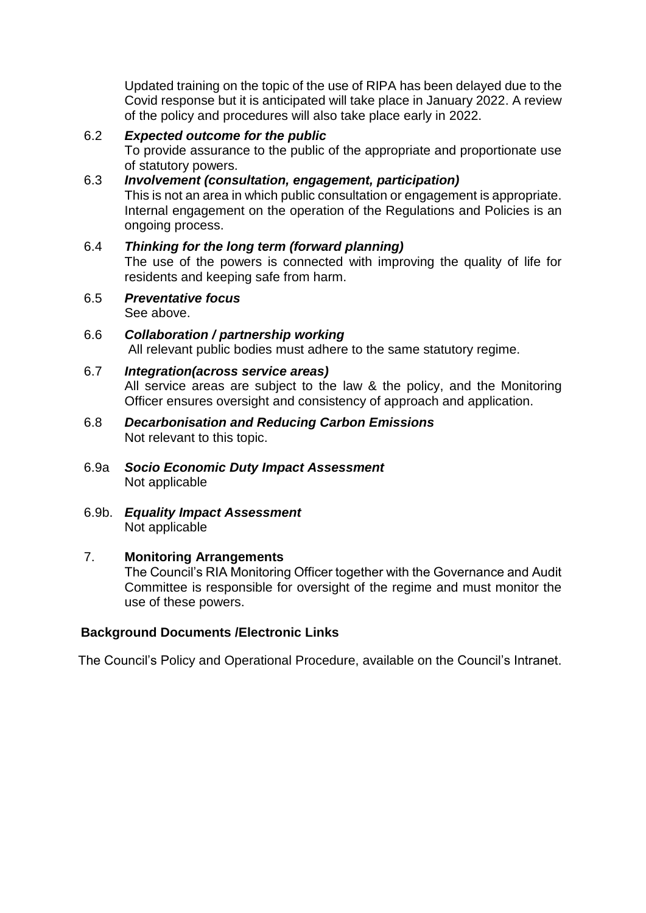Updated training on the topic of the use of RIPA has been delayed due to the Covid response but it is anticipated will take place in January 2022. A review of the policy and procedures will also take place early in 2022.

6.2 ***Expected outcome for the public***
To provide assurance to the public of the appropriate and proportionate use of statutory powers.

6.3 ***Involvement (consultation, engagement, participation)***
This is not an area in which public consultation or engagement is appropriate. Internal engagement on the operation of the Regulations and Policies is an ongoing process.

6.4 ***Thinking for the long term (forward planning)***
The use of the powers is connected with improving the quality of life for residents and keeping safe from harm.

6.5 ***Preventative focus***
See above.

6.6 ***Collaboration / partnership working***
All relevant public bodies must adhere to the same statutory regime.

6.7 ***Integration(across service areas)***
All service areas are subject to the law & the policy, and the Monitoring Officer ensures oversight and consistency of approach and application.

6.8 ***Decarbonisation and Reducing Carbon Emissions***
Not relevant to this topic.

6.9a ***Socio Economic Duty Impact Assessment***
Not applicable

6.9b. ***Equality Impact Assessment***
Not applicable

7. **Monitoring Arrangements**
The Council's RIA Monitoring Officer together with the Governance and Audit Committee is responsible for oversight of the regime and must monitor the use of these powers.

**Background Documents /Electronic Links**

The Council's Policy and Operational Procedure, available on the Council's Intranet.